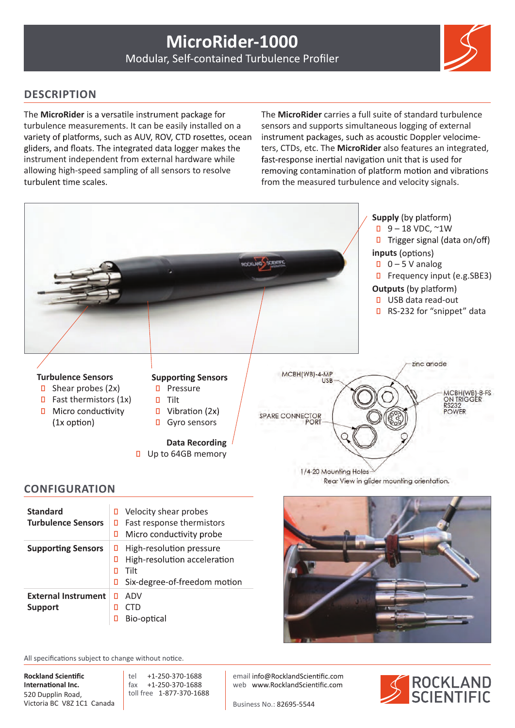# MicroRider-1000

Modular, Self-contained Turbulence Profiler

## DESCRIPTION

The **MicroRider** is a versatile instrument package for turbulence measurements. It can be easily installed on a variety of platforms, such as AUV, ROV, CTD rosettes, ocean gliders, and floats. The integrated data logger makes the instrument independent from external hardware while allowing high-speed sampling of all sensors to resolve turbulent time scales.

The **MicroRider** carries a full suite of standard turbulence sensors and supports simultaneous logging of external instrument packages, such as acoustic Doppler velocimeters, CTDs, etc. The **MicroRider** also features an integrated, fast-response inertial navigation unit that is used for removing contamination of platform motion and vibrations from the measured turbulence and velocity signals.

**Supply** (by platform)

- 9 – 18 VDC, ~1W
- Trigger signal (data on/off)

**inputs** (options)

- 0 – 5 V analog
- Frequency input (e.g.SBE3)

**Outputs** (by platform)

- USB data read-out
- RS-232 for "snippet" data

**Turbulence Sensors**

- Shear probes (2x)
- Fast thermistors (1x)
- Micro conductivity (1x option)

**Supporting Sensors**

- Pressure
- Tilt
- Vibration (2x)
- Gyro sensors

**Data Recording**

- Up to 64GB memory

MCBH(WB)-4-MP USB
zinc anode
MCBH(WB)-8-FS ON TRIGGER RS232 POWER
SPARE CONNECTOR PORT
1/4-20 Mounting Holes

Rear View in glider mounting orientation.

## CONFIGURATION

| | |
|---|---|
| **Standard Turbulence Sensors** | Velocity shear probes<br>Fast response thermistors<br>Micro conductivity probe |
| **Supporting Sensors** | High-resolution pressure<br>High-resolution acceleration<br>Tilt<br>Six-degree-of-freedom motion |
| **External Instrument Support** | ADV<br>CTD<br>Bio-optical |

All specifications subject to change without notice.

**Rockland Scientific International Inc.**
520 Dupplin Road,
Victoria BC V8Z 1C1 Canada

tel +1-250-370-1688
fax +1-250-370-1688
toll free 1-877-370-1688

email info@RocklandScientific.com
web www.RocklandScientific.com

Business No.: 82695-5544

ROCKLAND SCIENTIFIC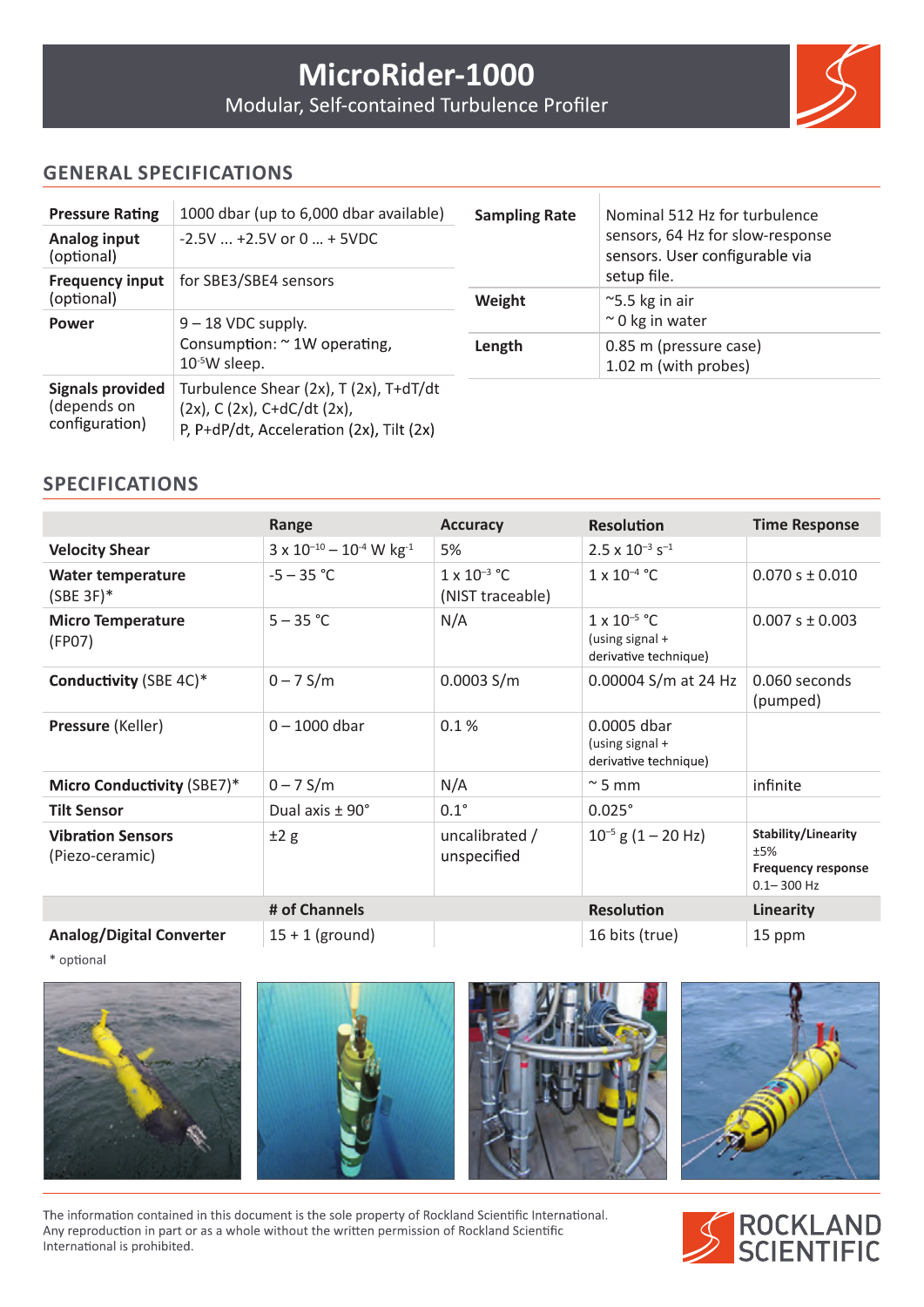# MicroRider-1000

Modular, Self-contained Turbulence Profiler

## GENERAL SPECIFICATIONS

| | |
|---|---|
| **Pressure Rating** | 1000 dbar (up to 6,000 dbar available) |
| **Analog input** (optional) | -2.5V ... +2.5V or 0 ... + 5VDC |
| **Frequency input** (optional) | for SBE3/SBE4 sensors |
| **Power** | 9 – 18 VDC supply. Consumption: ~ 1W operating, $10^{-5}$W sleep. |
| **Signals provided** (depends on configuration) | Turbulence Shear (2x), T (2x), T+dT/dt (2x), C (2x), C+dC/dt (2x), P, P+dP/dt, Acceleration (2x), Tilt (2x) |
| **Sampling Rate** | Nominal 512 Hz for turbulence sensors, 64 Hz for slow-response sensors. User configurable via setup file. |
| **Weight** | ~5.5 kg in air<br>~ 0 kg in water |
| **Length** | 0.85 m (pressure case)<br>1.02 m (with probes) |

## SPECIFICATIONS

| | Range | Accuracy | Resolution | Time Response |
|---|---|---|---|---|
| **Velocity Shear** | $3 \times 10^{-10} – 10^{-4}$ W kg$^{-1}$ | 5% | $2.5 \times 10^{-3}$ s$^{-1}$ | |
| **Water temperature** (SBE 3F)* | -5 – 35 °C | $1 \times 10^{-3}$ °C (NIST traceable) | $1 \times 10^{-4}$ °C | 0.070 s ± 0.010 |
| **Micro Temperature** (FP07) | 5 – 35 °C | N/A | $1 \times 10^{-5}$ °C (using signal + derivative technique) | 0.007 s ± 0.003 |
| **Conductivity** (SBE 4C)* | 0 – 7 S/m | 0.0003 S/m | 0.00004 S/m at 24 Hz | 0.060 seconds (pumped) |
| **Pressure** (Keller) | 0 – 1000 dbar | 0.1 % | 0.0005 dbar (using signal + derivative technique) | |
| **Micro Conductivity** (SBE7)* | 0 – 7 S/m | N/A | ~ 5 mm | infinite |
| **Tilt Sensor** | Dual axis ± 90° | 0.1° | 0.025° | |
| **Vibration Sensors** (Piezo-ceramic) | ±2 g | uncalibrated / unspecified | $10^{-5}$ g (1 – 20 Hz) | **Stability/Linearity** ±5%<br>**Frequency response** 0.1– 300 Hz |
| | **# of Channels** | | **Resolution** | **Linearity** |
| **Analog/Digital Converter** | 15 + 1 (ground) | | 16 bits (true) | 15 ppm |

\* optional

The information contained in this document is the sole property of Rockland Scientific International. Any reproduction in part or as a whole without the written permission of Rockland Scientific International is prohibited.

ROCKLAND SCIENTIFIC